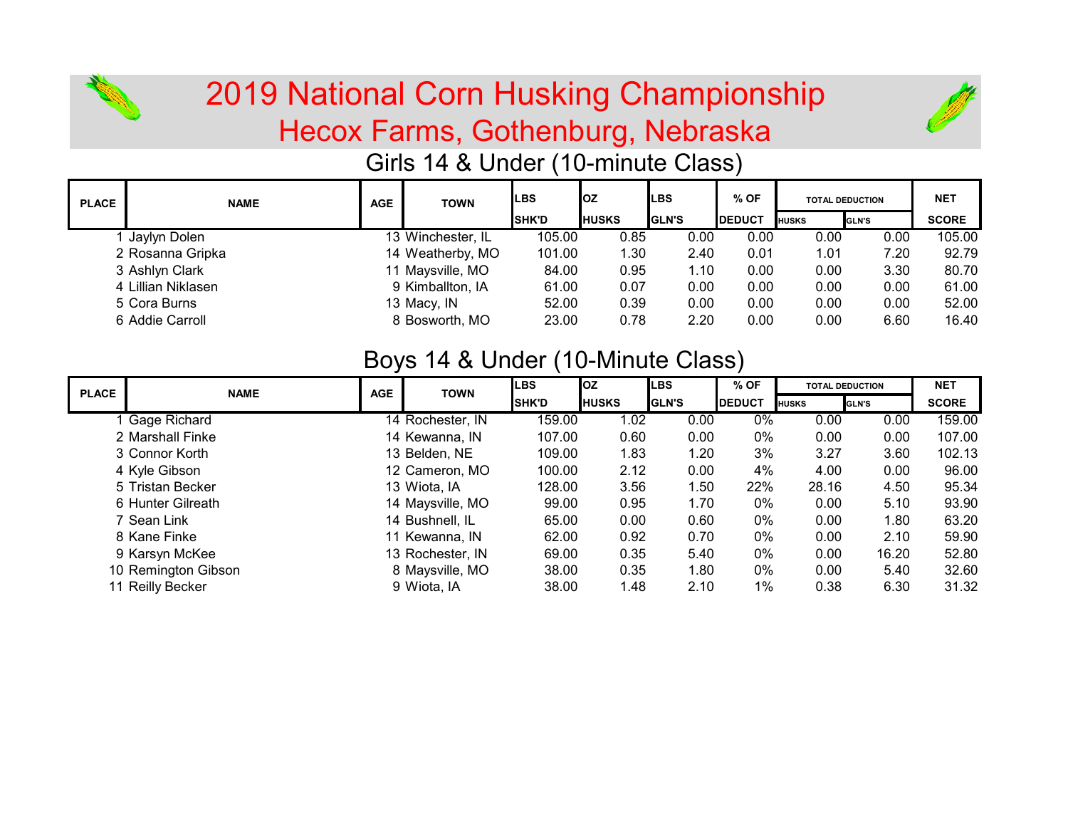# 2019 National Corn Husking Championship

## Hecox Farms, Gothenburg, Nebraska

### Girls 14 & Under (10-minute Class)

| PLACE | NAME | AGE | TOWN | LBS SHK'D | OZ HUSKS | LBS GLN'S | % OF DEDUCT | TOTAL DEDUCTION | | NET SCORE |
|---|---|---|---|---|---|---|---|---|---|---|
| | | | | | | | | HUSKS | GLN'S | |
| 1 | Jaylyn Dolen | 13 | Winchester, IL | 105.00 | 0.85 | 0.00 | 0.00 | 0.00 | 0.00 | 105.00 |
| 2 | Rosanna Gripka | 14 | Weatherby, MO | 101.00 | 1.30 | 2.40 | 0.01 | 1.01 | 7.20 | 92.79 |
| 3 | Ashlyn Clark | 11 | Maysville, MO | 84.00 | 0.95 | 1.10 | 0.00 | 0.00 | 3.30 | 80.70 |
| 4 | Lillian Niklasen | 9 | Kimballton, IA | 61.00 | 0.07 | 0.00 | 0.00 | 0.00 | 0.00 | 61.00 |
| 5 | Cora Burns | 13 | Macy, IN | 52.00 | 0.39 | 0.00 | 0.00 | 0.00 | 0.00 | 52.00 |
| 6 | Addie Carroll | 8 | Bosworth, MO | 23.00 | 0.78 | 2.20 | 0.00 | 0.00 | 6.60 | 16.40 |

### Boys 14 & Under (10-Minute Class)

| PLACE | NAME | AGE | TOWN | LBS SHK'D | OZ HUSKS | LBS GLN'S | % OF DEDUCT | TOTAL DEDUCTION | | NET SCORE |
|---|---|---|---|---|---|---|---|---|---|---|
| | | | | | | | | HUSKS | GLN'S | |
| 1 | Gage Richard | 14 | Rochester, IN | 159.00 | 1.02 | 0.00 | 0% | 0.00 | 0.00 | 159.00 |
| 2 | Marshall Finke | 14 | Kewanna, IN | 107.00 | 0.60 | 0.00 | 0% | 0.00 | 0.00 | 107.00 |
| 3 | Connor Korth | 13 | Belden, NE | 109.00 | 1.83 | 1.20 | 3% | 3.27 | 3.60 | 102.13 |
| 4 | Kyle Gibson | 12 | Cameron, MO | 100.00 | 2.12 | 0.00 | 4% | 4.00 | 0.00 | 96.00 |
| 5 | Tristan Becker | 13 | Wiota, IA | 128.00 | 3.56 | 1.50 | 22% | 28.16 | 4.50 | 95.34 |
| 6 | Hunter Gilreath | 14 | Maysville, MO | 99.00 | 0.95 | 1.70 | 0% | 0.00 | 5.10 | 93.90 |
| 7 | Sean Link | 14 | Bushnell, IL | 65.00 | 0.00 | 0.60 | 0% | 0.00 | 1.80 | 63.20 |
| 8 | Kane Finke | 11 | Kewanna, IN | 62.00 | 0.92 | 0.70 | 0% | 0.00 | 2.10 | 59.90 |
| 9 | Karsyn McKee | 13 | Rochester, IN | 69.00 | 0.35 | 5.40 | 0% | 0.00 | 16.20 | 52.80 |
| 10 | Remington Gibson | 8 | Maysville, MO | 38.00 | 0.35 | 1.80 | 0% | 0.00 | 5.40 | 32.60 |
| 11 | Reilly Becker | 9 | Wiota, IA | 38.00 | 1.48 | 2.10 | 1% | 0.38 | 6.30 | 31.32 |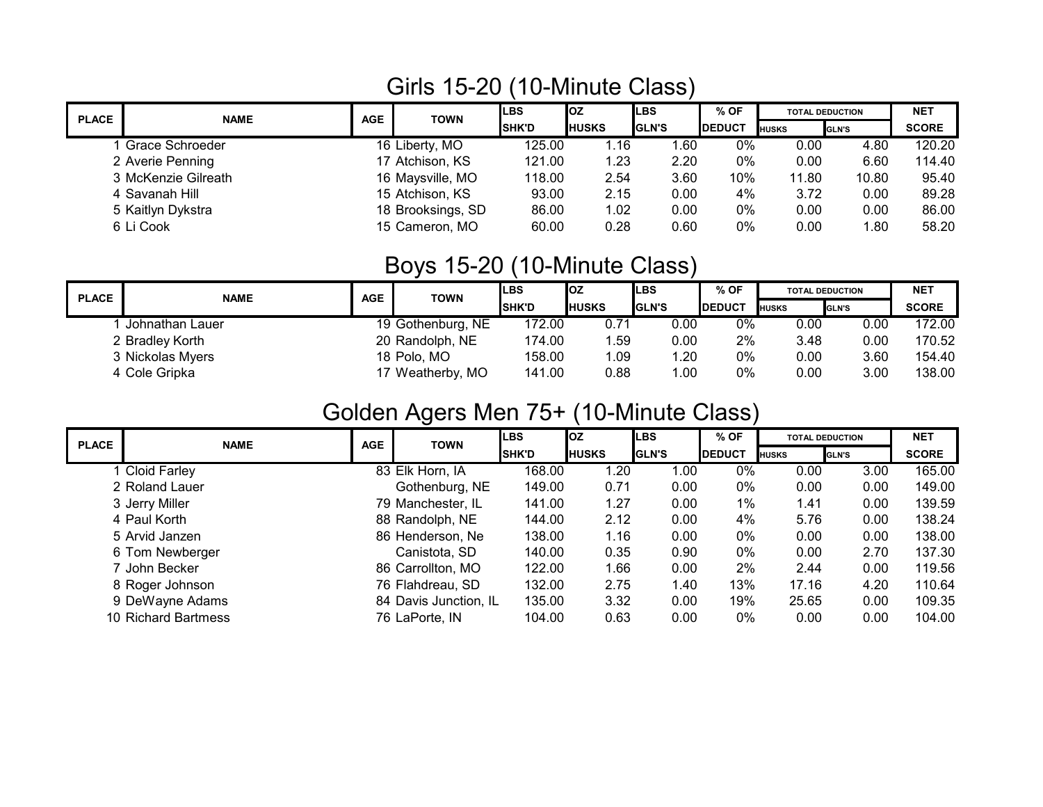## Girls 15-20 (10-Minute Class)

| PLACE | NAME | AGE | TOWN | LBS SHK'D | OZ HUSKS | LBS GLN'S | % OF DEDUCT | TOTAL DEDUCTION | | NET SCORE |
|---|---|---|---|---|---|---|---|---|---|---|
| | | | | | | | | HUSKS | GLN'S | |
| 1 | Grace Schroeder | 16 | Liberty, MO | 125.00 | 1.16 | 1.60 | 0% | 0.00 | 4.80 | 120.20 |
| 2 | Averie Penning | 17 | Atchison, KS | 121.00 | 1.23 | 2.20 | 0% | 0.00 | 6.60 | 114.40 |
| 3 | McKenzie Gilreath | 16 | Maysville, MO | 118.00 | 2.54 | 3.60 | 10% | 11.80 | 10.80 | 95.40 |
| 4 | Savanah Hill | 15 | Atchison, KS | 93.00 | 2.15 | 0.00 | 4% | 3.72 | 0.00 | 89.28 |
| 5 | Kaitlyn Dykstra | 18 | Brooksings, SD | 86.00 | 1.02 | 0.00 | 0% | 0.00 | 0.00 | 86.00 |
| 6 | Li Cook | 15 | Cameron, MO | 60.00 | 0.28 | 0.60 | 0% | 0.00 | 1.80 | 58.20 |

## Boys 15-20 (10-Minute Class)

| PLACE | NAME | AGE | TOWN | LBS SHK'D | OZ HUSKS | LBS GLN'S | % OF DEDUCT | TOTAL DEDUCTION | | NET SCORE |
|---|---|---|---|---|---|---|---|---|---|---|
| | | | | | | | | HUSKS | GLN'S | |
| 1 | Johnathan Lauer | 19 | Gothenburg, NE | 172.00 | 0.71 | 0.00 | 0% | 0.00 | 0.00 | 172.00 |
| 2 | Bradley Korth | 20 | Randolph, NE | 174.00 | 1.59 | 0.00 | 2% | 3.48 | 0.00 | 170.52 |
| 3 | Nickolas Myers | 18 | Polo, MO | 158.00 | 1.09 | 1.20 | 0% | 0.00 | 3.60 | 154.40 |
| 4 | Cole Gripka | 17 | Weatherby, MO | 141.00 | 0.88 | 1.00 | 0% | 0.00 | 3.00 | 138.00 |

## Golden Agers Men 75+ (10-Minute Class)

| PLACE | NAME | AGE | TOWN | LBS SHK'D | OZ HUSKS | LBS GLN'S | % OF DEDUCT | TOTAL DEDUCTION | | NET SCORE |
|---|---|---|---|---|---|---|---|---|---|---|
| | | | | | | | | HUSKS | GLN'S | |
| 1 | Cloid Farley | 83 | Elk Horn, IA | 168.00 | 1.20 | 1.00 | 0% | 0.00 | 3.00 | 165.00 |
| 2 | Roland Lauer | | Gothenburg, NE | 149.00 | 0.71 | 0.00 | 0% | 0.00 | 0.00 | 149.00 |
| 3 | Jerry Miller | 79 | Manchester, IL | 141.00 | 1.27 | 0.00 | 1% | 1.41 | 0.00 | 139.59 |
| 4 | Paul Korth | 88 | Randolph, NE | 144.00 | 2.12 | 0.00 | 4% | 5.76 | 0.00 | 138.24 |
| 5 | Arvid Janzen | 86 | Henderson, Ne | 138.00 | 1.16 | 0.00 | 0% | 0.00 | 0.00 | 138.00 |
| 6 | Tom Newberger | | Canistota, SD | 140.00 | 0.35 | 0.90 | 0% | 0.00 | 2.70 | 137.30 |
| 7 | John Becker | 86 | Carrollton, MO | 122.00 | 1.66 | 0.00 | 2% | 2.44 | 0.00 | 119.56 |
| 8 | Roger Johnson | 76 | Flahdreau, SD | 132.00 | 2.75 | 1.40 | 13% | 17.16 | 4.20 | 110.64 |
| 9 | DeWayne Adams | 84 | Davis Junction, IL | 135.00 | 3.32 | 0.00 | 19% | 25.65 | 0.00 | 109.35 |
| 10 | Richard Bartmess | 76 | LaPorte, IN | 104.00 | 0.63 | 0.00 | 0% | 0.00 | 0.00 | 104.00 |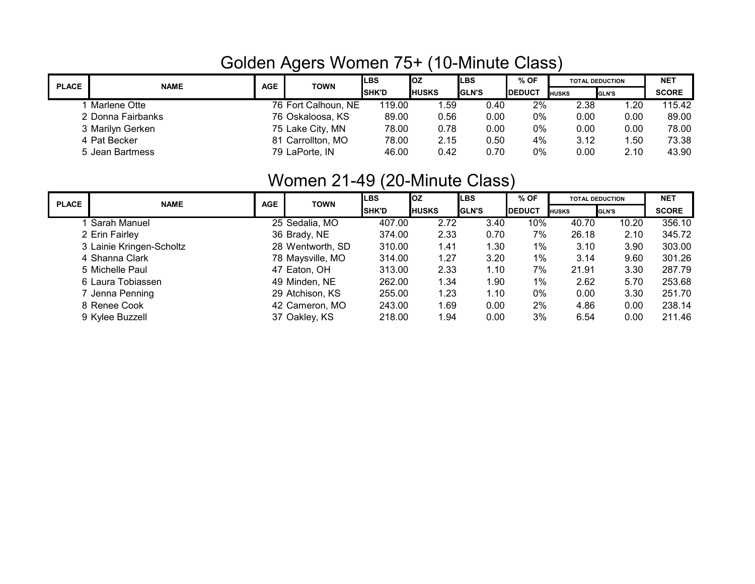## Golden Agers Women 75+ (10-Minute Class)

| PLACE | NAME | AGE | TOWN | LBS SHK'D | OZ HUSKS | LBS GLN'S | % OF DEDUCT | TOTAL DEDUCTION | | NET SCORE |
|---|---|---|---|---|---|---|---|---|---|---|
| | | | | | | | | HUSKS | GLN'S | |
| 1 | Marlene Otte | 76 | Fort Calhoun, NE | 119.00 | 1.59 | 0.40 | 2% | 2.38 | 1.20 | 115.42 |
| 2 | Donna Fairbanks | 76 | Oskaloosa, KS | 89.00 | 0.56 | 0.00 | 0% | 0.00 | 0.00 | 89.00 |
| 3 | Marilyn Gerken | 75 | Lake City, MN | 78.00 | 0.78 | 0.00 | 0% | 0.00 | 0.00 | 78.00 |
| 4 | Pat Becker | 81 | Carrollton, MO | 78.00 | 2.15 | 0.50 | 4% | 3.12 | 1.50 | 73.38 |
| 5 | Jean Bartmess | 79 | LaPorte, IN | 46.00 | 0.42 | 0.70 | 0% | 0.00 | 2.10 | 43.90 |

## Women 21-49 (20-Minute Class)

| PLACE | NAME | AGE | TOWN | LBS SHK'D | OZ HUSKS | LBS GLN'S | % OF DEDUCT | TOTAL DEDUCTION | | NET SCORE |
|---|---|---|---|---|---|---|---|---|---|---|
| | | | | | | | | HUSKS | GLN'S | |
| 1 | Sarah Manuel | 25 | Sedalia, MO | 407.00 | 2.72 | 3.40 | 10% | 40.70 | 10.20 | 356.10 |
| 2 | Erin Fairley | 36 | Brady, NE | 374.00 | 2.33 | 0.70 | 7% | 26.18 | 2.10 | 345.72 |
| 3 | Lainie Kringen-Scholtz | 28 | Wentworth, SD | 310.00 | 1.41 | 1.30 | 1% | 3.10 | 3.90 | 303.00 |
| 4 | Shanna Clark | 78 | Maysville, MO | 314.00 | 1.27 | 3.20 | 1% | 3.14 | 9.60 | 301.26 |
| 5 | Michelle Paul | 47 | Eaton, OH | 313.00 | 2.33 | 1.10 | 7% | 21.91 | 3.30 | 287.79 |
| 6 | Laura Tobiassen | 49 | Minden, NE | 262.00 | 1.34 | 1.90 | 1% | 2.62 | 5.70 | 253.68 |
| 7 | Jenna Penning | 29 | Atchison, KS | 255.00 | 1.23 | 1.10 | 0% | 0.00 | 3.30 | 251.70 |
| 8 | Renee Cook | 42 | Cameron, MO | 243.00 | 1.69 | 0.00 | 2% | 4.86 | 0.00 | 238.14 |
| 9 | Kylee Buzzell | 37 | Oakley, KS | 218.00 | 1.94 | 0.00 | 3% | 6.54 | 0.00 | 211.46 |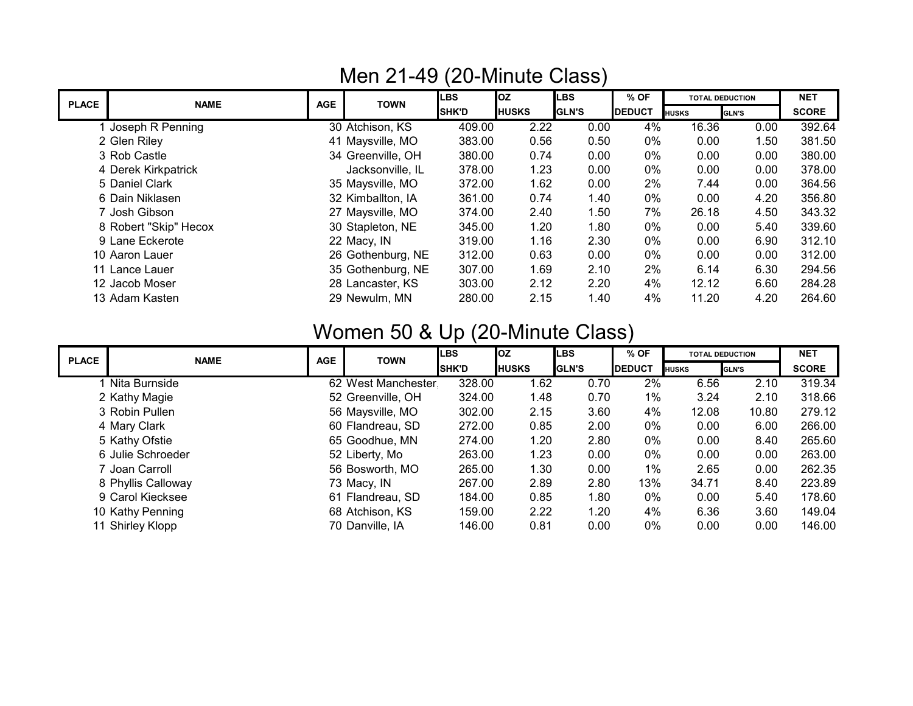## Men 21-49 (20-Minute Class)

| PLACE | NAME | AGE | TOWN | LBS SHK'D | OZ HUSKS | LBS GLN'S | % OF DEDUCT | TOTAL DEDUCTION HUSKS | TOTAL DEDUCTION GLN'S | NET SCORE |
|---|---|---|---|---|---|---|---|---|---|---|
| 1 | Joseph R Penning | 30 | Atchison, KS | 409.00 | 2.22 | 0.00 | 4% | 16.36 | 0.00 | 392.64 |
| 2 | Glen Riley | 41 | Maysville, MO | 383.00 | 0.56 | 0.50 | 0% | 0.00 | 1.50 | 381.50 |
| 3 | Rob Castle | 34 | Greenville, OH | 380.00 | 0.74 | 0.00 | 0% | 0.00 | 0.00 | 380.00 |
| 4 | Derek Kirkpatrick | | Jacksonville, IL | 378.00 | 1.23 | 0.00 | 0% | 0.00 | 0.00 | 378.00 |
| 5 | Daniel Clark | 35 | Maysville, MO | 372.00 | 1.62 | 0.00 | 2% | 7.44 | 0.00 | 364.56 |
| 6 | Dain Niklasen | 32 | Kimballton, IA | 361.00 | 0.74 | 1.40 | 0% | 0.00 | 4.20 | 356.80 |
| 7 | Josh Gibson | 27 | Maysville, MO | 374.00 | 2.40 | 1.50 | 7% | 26.18 | 4.50 | 343.32 |
| 8 | Robert "Skip" Hecox | 30 | Stapleton, NE | 345.00 | 1.20 | 1.80 | 0% | 0.00 | 5.40 | 339.60 |
| 9 | Lane Eckerote | 22 | Macy, IN | 319.00 | 1.16 | 2.30 | 0% | 0.00 | 6.90 | 312.10 |
| 10 | Aaron Lauer | 26 | Gothenburg, NE | 312.00 | 0.63 | 0.00 | 0% | 0.00 | 0.00 | 312.00 |
| 11 | Lance Lauer | 35 | Gothenburg, NE | 307.00 | 1.69 | 2.10 | 2% | 6.14 | 6.30 | 294.56 |
| 12 | Jacob Moser | 28 | Lancaster, KS | 303.00 | 2.12 | 2.20 | 4% | 12.12 | 6.60 | 284.28 |
| 13 | Adam Kasten | 29 | Newulm, MN | 280.00 | 2.15 | 1.40 | 4% | 11.20 | 4.20 | 264.60 |

## Women 50 & Up (20-Minute Class)

| PLACE | NAME | AGE | TOWN | LBS SHK'D | OZ HUSKS | LBS GLN'S | % OF DEDUCT | TOTAL DEDUCTION HUSKS | TOTAL DEDUCTION GLN'S | NET SCORE |
|---|---|---|---|---|---|---|---|---|---|---|
| 1 | Nita Burnside | 62 | West Manchester, | 328.00 | 1.62 | 0.70 | 2% | 6.56 | 2.10 | 319.34 |
| 2 | Kathy Magie | 52 | Greenville, OH | 324.00 | 1.48 | 0.70 | 1% | 3.24 | 2.10 | 318.66 |
| 3 | Robin Pullen | 56 | Maysville, MO | 302.00 | 2.15 | 3.60 | 4% | 12.08 | 10.80 | 279.12 |
| 4 | Mary Clark | 60 | Flandreau, SD | 272.00 | 0.85 | 2.00 | 0% | 0.00 | 6.00 | 266.00 |
| 5 | Kathy Ofstie | 65 | Goodhue, MN | 274.00 | 1.20 | 2.80 | 0% | 0.00 | 8.40 | 265.60 |
| 6 | Julie Schroeder | 52 | Liberty, Mo | 263.00 | 1.23 | 0.00 | 0% | 0.00 | 0.00 | 263.00 |
| 7 | Joan Carroll | 56 | Bosworth, MO | 265.00 | 1.30 | 0.00 | 1% | 2.65 | 0.00 | 262.35 |
| 8 | Phyllis Calloway | 73 | Macy, IN | 267.00 | 2.89 | 2.80 | 13% | 34.71 | 8.40 | 223.89 |
| 9 | Carol Kiecksee | 61 | Flandreau, SD | 184.00 | 0.85 | 1.80 | 0% | 0.00 | 5.40 | 178.60 |
| 10 | Kathy Penning | 68 | Atchison, KS | 159.00 | 2.22 | 1.20 | 4% | 6.36 | 3.60 | 149.04 |
| 11 | Shirley Klopp | 70 | Danville, IA | 146.00 | 0.81 | 0.00 | 0% | 0.00 | 0.00 | 146.00 |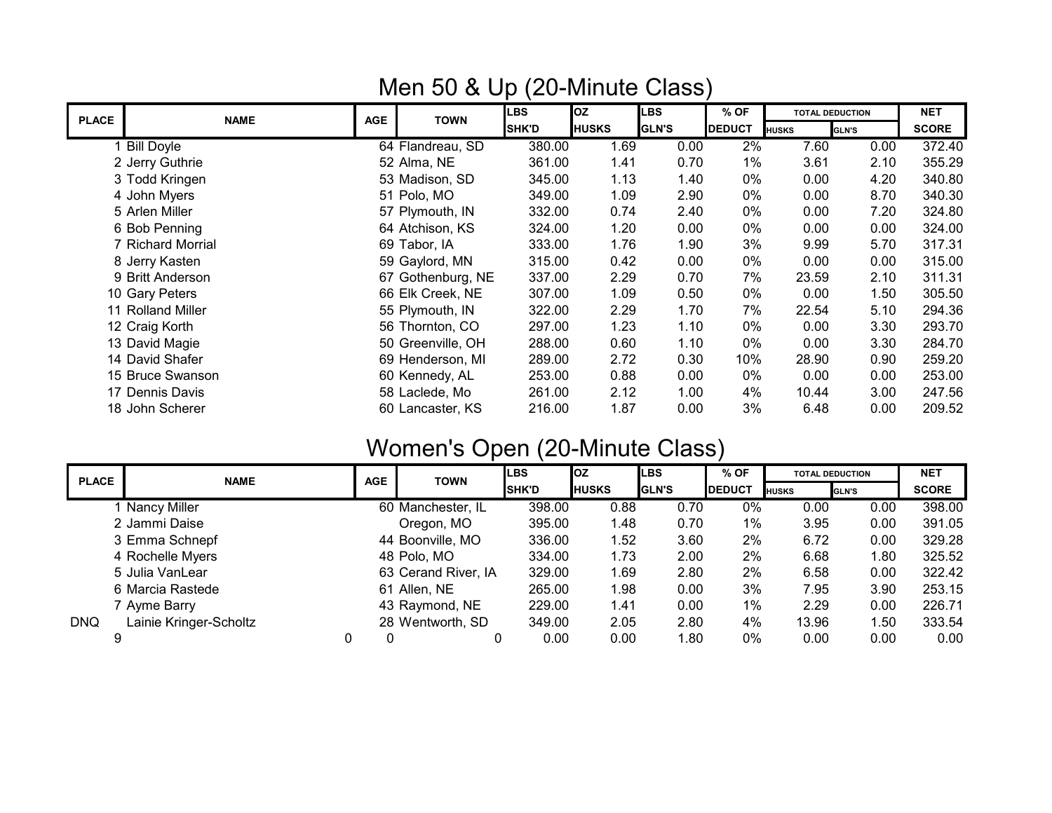## Men 50 & Up (20-Minute Class)

| PLACE | NAME | AGE | TOWN | LBS SHK'D | OZ HUSKS | LBS GLN'S | % OF DEDUCT | TOTAL DEDUCTION HUSKS | TOTAL DEDUCTION GLN'S | NET SCORE |
|---|---|---|---|---|---|---|---|---|---|---|
| 1 | Bill Doyle | 64 | Flandreau, SD | 380.00 | 1.69 | 0.00 | 2% | 7.60 | 0.00 | 372.40 |
| 2 | Jerry Guthrie | 52 | Alma, NE | 361.00 | 1.41 | 0.70 | 1% | 3.61 | 2.10 | 355.29 |
| 3 | Todd Kringen | 53 | Madison, SD | 345.00 | 1.13 | 1.40 | 0% | 0.00 | 4.20 | 340.80 |
| 4 | John Myers | 51 | Polo, MO | 349.00 | 1.09 | 2.90 | 0% | 0.00 | 8.70 | 340.30 |
| 5 | Arlen Miller | 57 | Plymouth, IN | 332.00 | 0.74 | 2.40 | 0% | 0.00 | 7.20 | 324.80 |
| 6 | Bob Penning | 64 | Atchison, KS | 324.00 | 1.20 | 0.00 | 0% | 0.00 | 0.00 | 324.00 |
| 7 | Richard Morrial | 69 | Tabor, IA | 333.00 | 1.76 | 1.90 | 3% | 9.99 | 5.70 | 317.31 |
| 8 | Jerry Kasten | 59 | Gaylord, MN | 315.00 | 0.42 | 0.00 | 0% | 0.00 | 0.00 | 315.00 |
| 9 | Britt Anderson | 67 | Gothenburg, NE | 337.00 | 2.29 | 0.70 | 7% | 23.59 | 2.10 | 311.31 |
| 10 | Gary Peters | 66 | Elk Creek, NE | 307.00 | 1.09 | 0.50 | 0% | 0.00 | 1.50 | 305.50 |
| 11 | Rolland Miller | 55 | Plymouth, IN | 322.00 | 2.29 | 1.70 | 7% | 22.54 | 5.10 | 294.36 |
| 12 | Craig Korth | 56 | Thornton, CO | 297.00 | 1.23 | 1.10 | 0% | 0.00 | 3.30 | 293.70 |
| 13 | David Magie | 50 | Greenville, OH | 288.00 | 0.60 | 1.10 | 0% | 0.00 | 3.30 | 284.70 |
| 14 | David Shafer | 69 | Henderson, MI | 289.00 | 2.72 | 0.30 | 10% | 28.90 | 0.90 | 259.20 |
| 15 | Bruce Swanson | 60 | Kennedy, AL | 253.00 | 0.88 | 0.00 | 0% | 0.00 | 0.00 | 253.00 |
| 17 | Dennis Davis | 58 | Laclede, Mo | 261.00 | 2.12 | 1.00 | 4% | 10.44 | 3.00 | 247.56 |
| 18 | John Scherer | 60 | Lancaster, KS | 216.00 | 1.87 | 0.00 | 3% | 6.48 | 0.00 | 209.52 |

## Women's Open (20-Minute Class)

| PLACE | NAME | AGE | TOWN | LBS SHK'D | OZ HUSKS | LBS GLN'S | % OF DEDUCT | TOTAL DEDUCTION HUSKS | TOTAL DEDUCTION GLN'S | NET SCORE |
|---|---|---|---|---|---|---|---|---|---|---|
| 1 | Nancy Miller | 60 | Manchester, IL | 398.00 | 0.88 | 0.70 | 0% | 0.00 | 0.00 | 398.00 |
| 2 | Jammi Daise | | Oregon, MO | 395.00 | 1.48 | 0.70 | 1% | 3.95 | 0.00 | 391.05 |
| 3 | Emma Schnepf | 44 | Boonville, MO | 336.00 | 1.52 | 3.60 | 2% | 6.72 | 0.00 | 329.28 |
| 4 | Rochelle Myers | 48 | Polo, MO | 334.00 | 1.73 | 2.00 | 2% | 6.68 | 1.80 | 325.52 |
| 5 | Julia VanLear | 63 | Cerand River, IA | 329.00 | 1.69 | 2.80 | 2% | 6.58 | 0.00 | 322.42 |
| 6 | Marcia Rastede | 61 | Allen, NE | 265.00 | 1.98 | 0.00 | 3% | 7.95 | 3.90 | 253.15 |
| 7 | Ayme Barry | 43 | Raymond, NE | 229.00 | 1.41 | 0.00 | 1% | 2.29 | 0.00 | 226.71 |
| DNQ | Lainie Kringer-Scholtz | 28 | Wentworth, SD | 349.00 | 2.05 | 2.80 | 4% | 13.96 | 1.50 | 333.54 |
| 9 | 0 | 0 | 0 | 0.00 | 0.00 | 1.80 | 0% | 0.00 | 0.00 | 0.00 |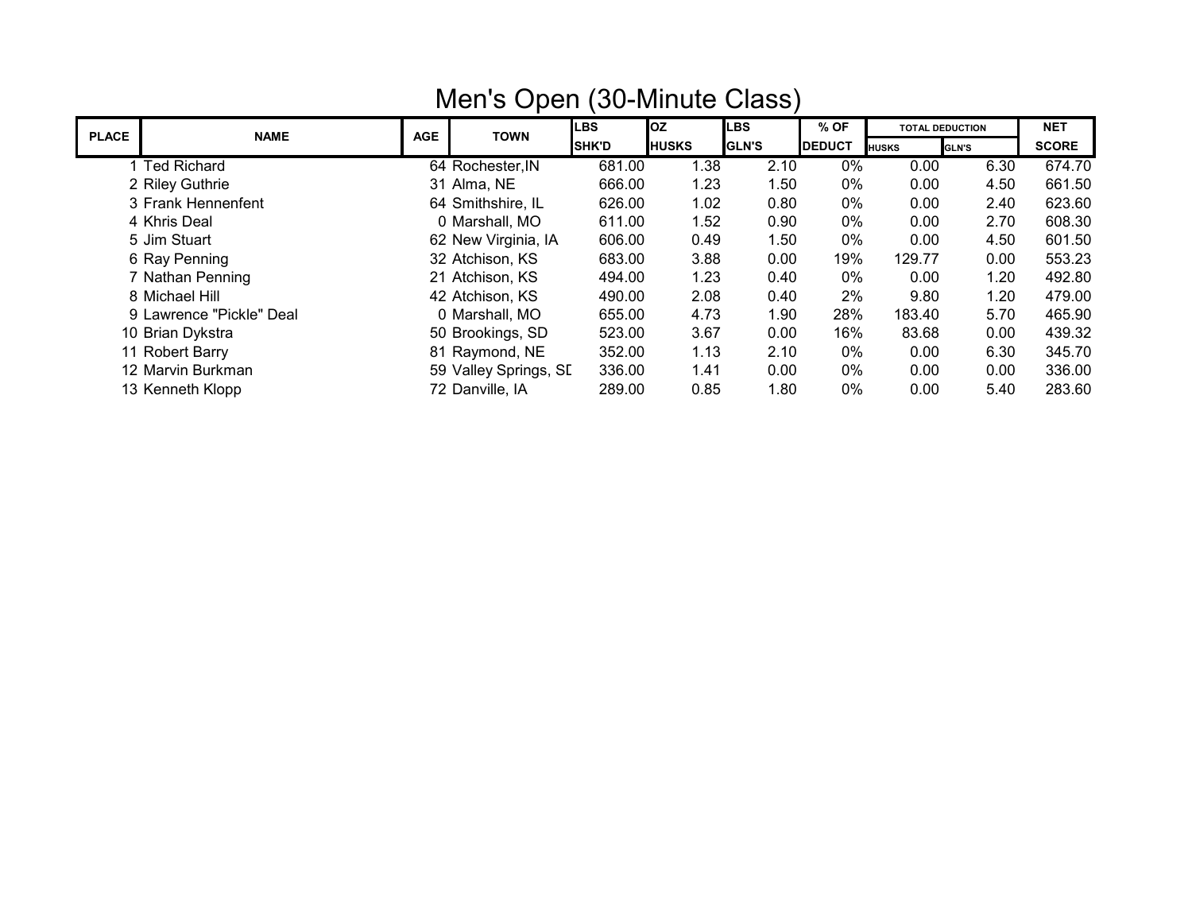# Men's Open (30-Minute Class)

| PLACE | NAME | AGE | TOWN | LBS SHK'D | OZ HUSKS | LBS GLN'S | % OF DEDUCT | TOTAL DEDUCTION | | NET SCORE |
|---|---|---|---|---|---|---|---|---|---|---|
| | | | | | | | | HUSKS | GLN'S | |
| 1 | Ted Richard | 64 | Rochester,IN | 681.00 | 1.38 | 2.10 | 0% | 0.00 | 6.30 | 674.70 |
| 2 | Riley Guthrie | 31 | Alma, NE | 666.00 | 1.23 | 1.50 | 0% | 0.00 | 4.50 | 661.50 |
| 3 | Frank Hennenfent | 64 | Smithshire, IL | 626.00 | 1.02 | 0.80 | 0% | 0.00 | 2.40 | 623.60 |
| 4 | Khris Deal | 0 | Marshall, MO | 611.00 | 1.52 | 0.90 | 0% | 0.00 | 2.70 | 608.30 |
| 5 | Jim Stuart | 62 | New Virginia, IA | 606.00 | 0.49 | 1.50 | 0% | 0.00 | 4.50 | 601.50 |
| 6 | Ray Penning | 32 | Atchison, KS | 683.00 | 3.88 | 0.00 | 19% | 129.77 | 0.00 | 553.23 |
| 7 | Nathan Penning | 21 | Atchison, KS | 494.00 | 1.23 | 0.40 | 0% | 0.00 | 1.20 | 492.80 |
| 8 | Michael Hill | 42 | Atchison, KS | 490.00 | 2.08 | 0.40 | 2% | 9.80 | 1.20 | 479.00 |
| 9 | Lawrence "Pickle" Deal | 0 | Marshall, MO | 655.00 | 4.73 | 1.90 | 28% | 183.40 | 5.70 | 465.90 |
| 10 | Brian Dykstra | 50 | Brookings, SD | 523.00 | 3.67 | 0.00 | 16% | 83.68 | 0.00 | 439.32 |
| 11 | Robert Barry | 81 | Raymond, NE | 352.00 | 1.13 | 2.10 | 0% | 0.00 | 6.30 | 345.70 |
| 12 | Marvin Burkman | 59 | Valley Springs, SD | 336.00 | 1.41 | 0.00 | 0% | 0.00 | 0.00 | 336.00 |
| 13 | Kenneth Klopp | 72 | Danville, IA | 289.00 | 0.85 | 1.80 | 0% | 0.00 | 5.40 | 283.60 |